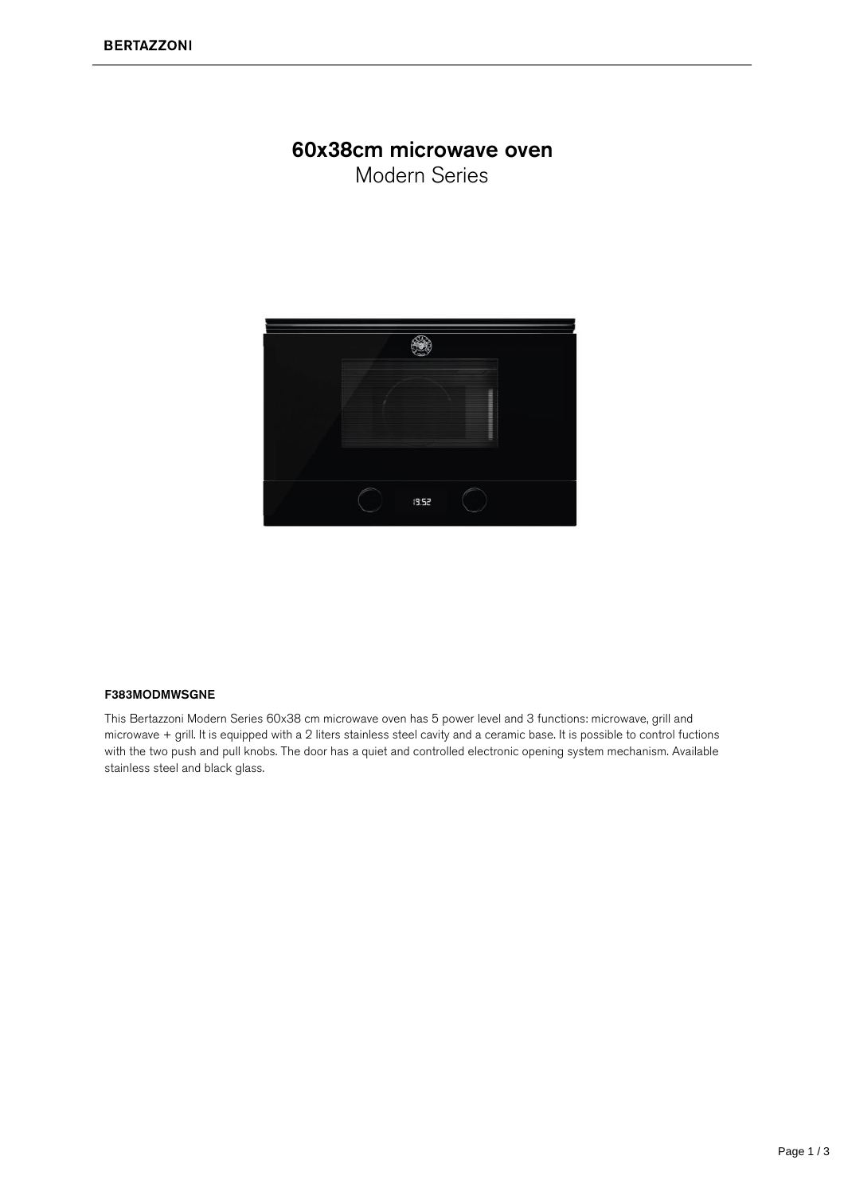# 60x38cm microwave oven

Modern Series

**F383MODMWSGNE**

This Bertazzoni Modern Series 60x38 cm microwave oven has 5 power level and 3 functions: microwave, grill and microwave + grill. It is equipped with a 2 liters stainless steel cavity and a ceramic base. It is possible to control fuctions with the two push and pull knobs. The door has a quiet and controlled electronic opening system mechanism. Available stainless steel and black glass.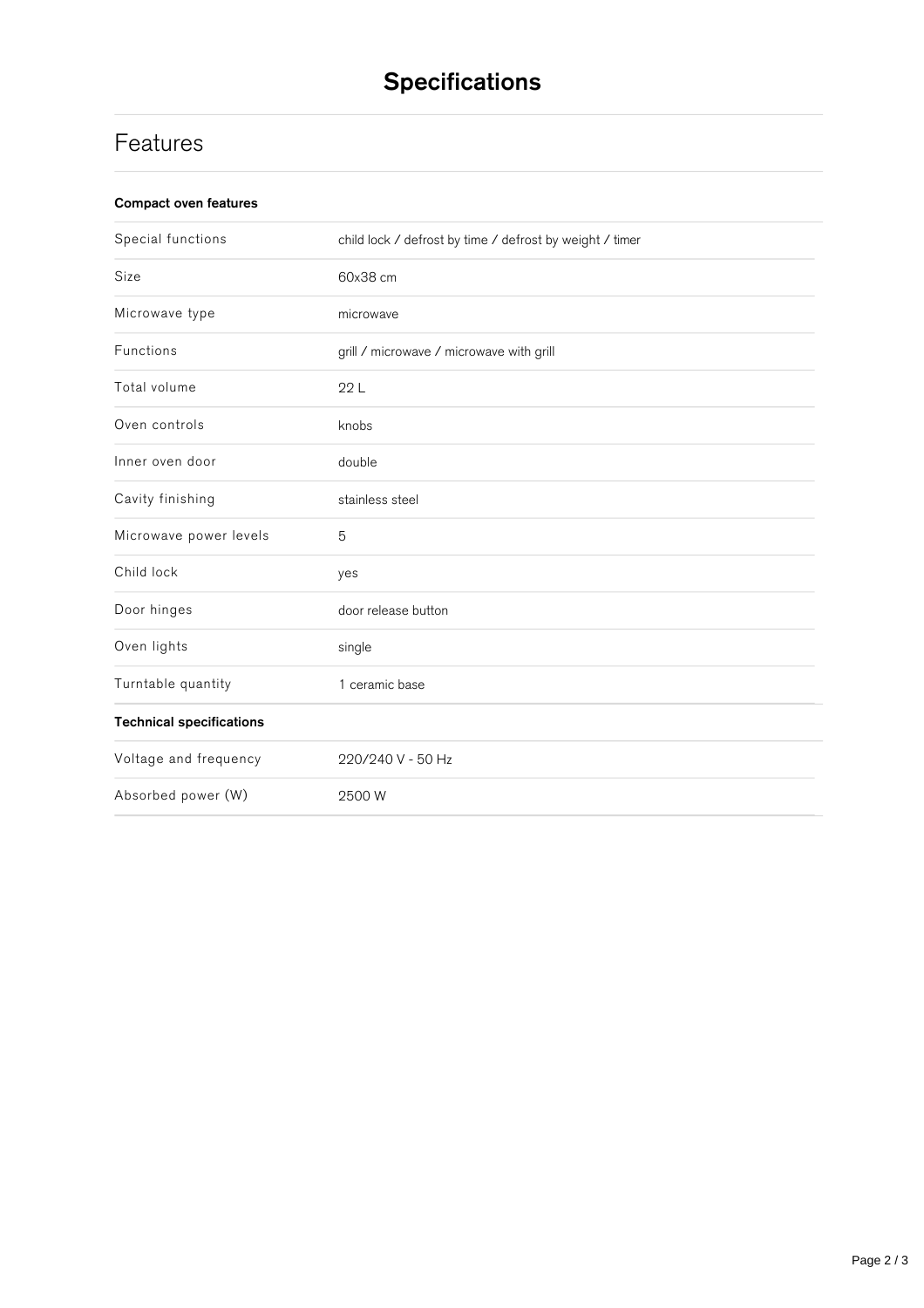# Specifications

## Features

### Compact oven features

| | |
|---|---|
| Special functions | child lock / defrost by time / defrost by weight / timer |
| Size | 60x38 cm |
| Microwave type | microwave |
| Functions | grill / microwave / microwave with grill |
| Total volume | 22 L |
| Oven controls | knobs |
| Inner oven door | double |
| Cavity finishing | stainless steel |
| Microwave power levels | 5 |
| Child lock | yes |
| Door hinges | door release button |
| Oven lights | single |
| Turntable quantity | 1 ceramic base |

### Technical specifications

| | |
|---|---|
| Voltage and frequency | 220/240 V - 50 Hz |
| Absorbed power (W) | 2500 W |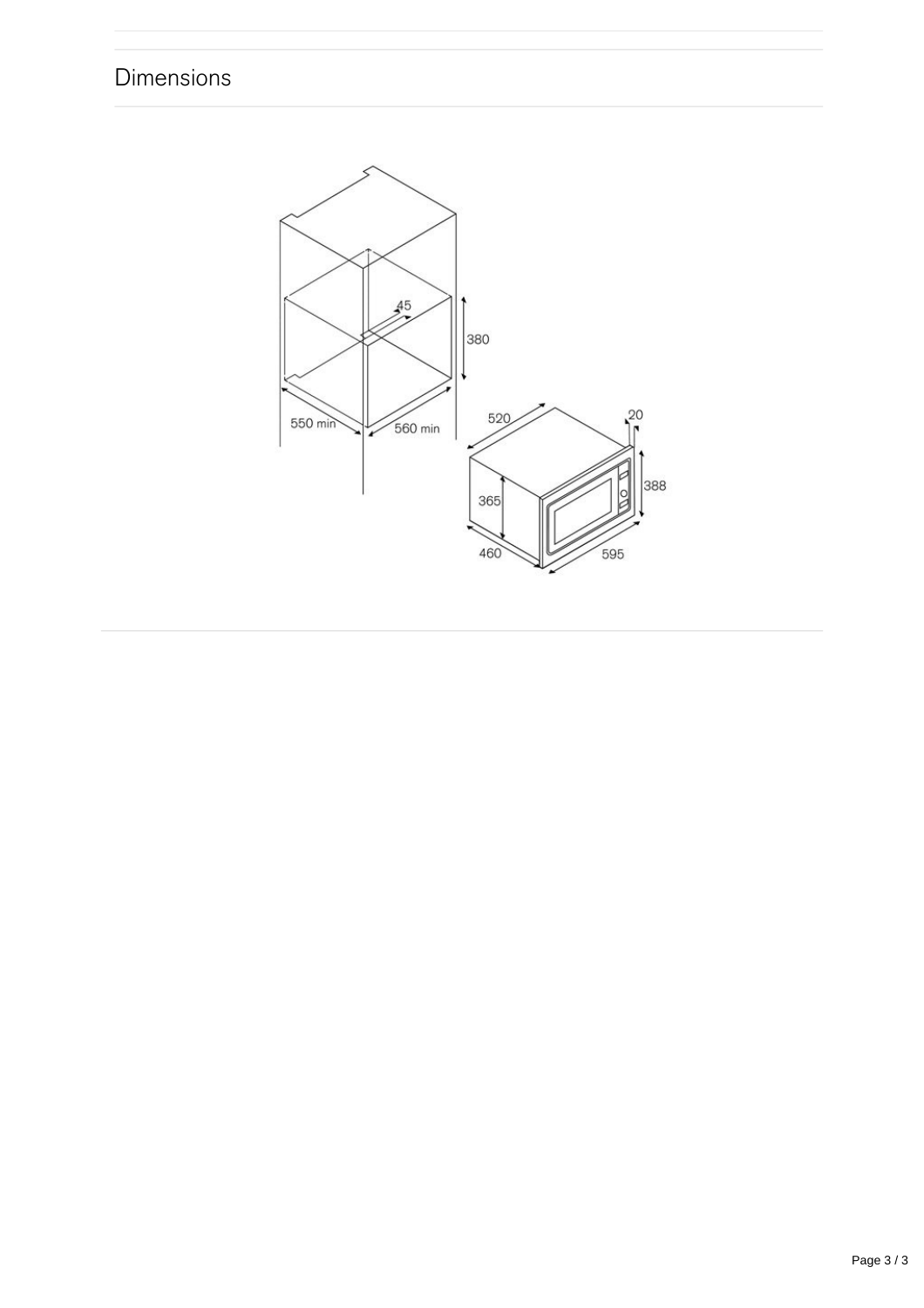## Dimensions

45

380

550 min

560 min

520

20

388

365

460

595